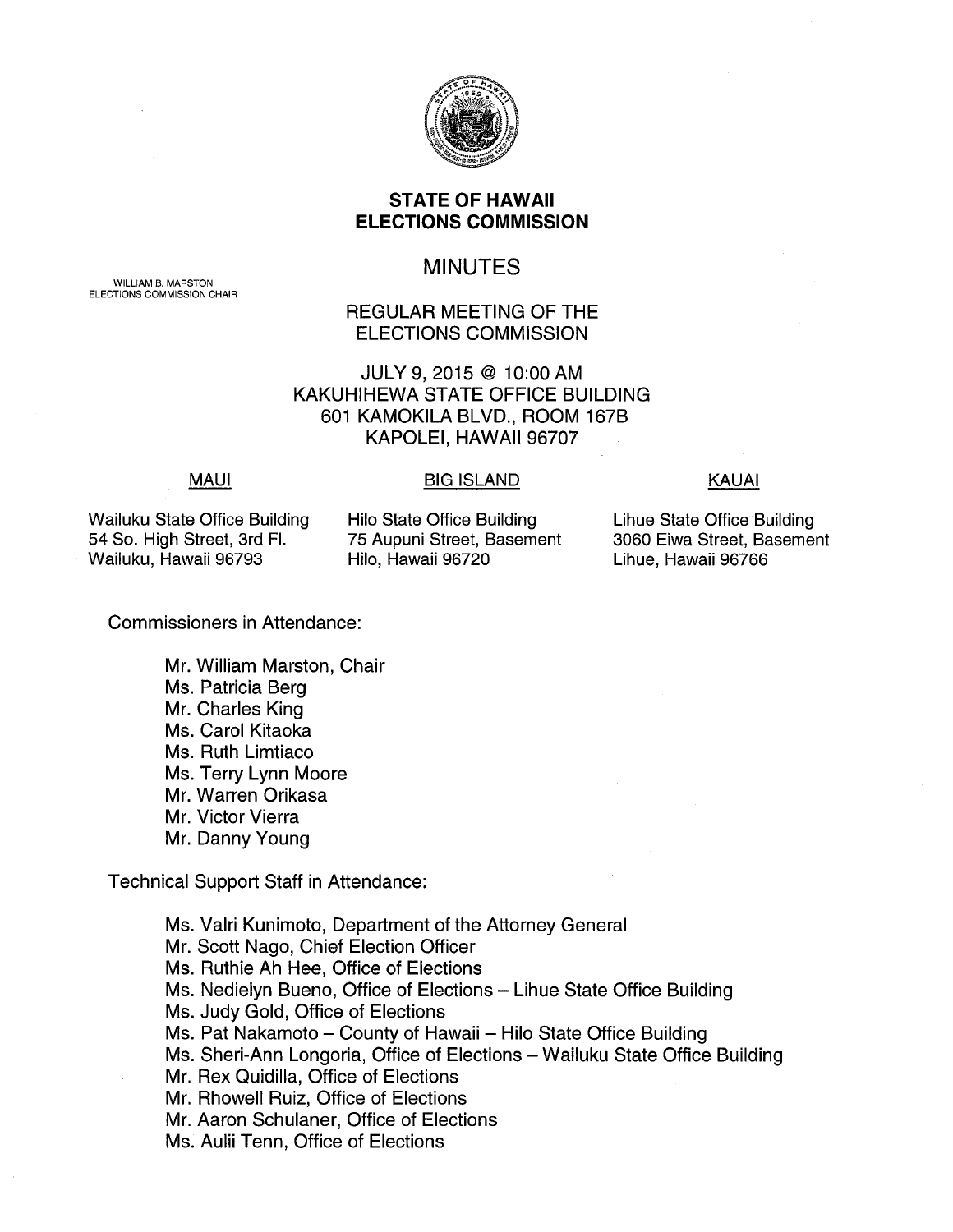# STATE OF HAWAII
# ELECTIONS COMMISSION

WILLIAM B. MARSTON
ELECTIONS COMMISSION CHAIR

## MINUTES

### REGULAR MEETING OF THE ELECTIONS COMMISSION

JULY 9, 2015 @ 10:00 AM
KAKUHIHEWA STATE OFFICE BUILDING
601 KAMOKILA BLVD., ROOM 167B
KAPOLEI, HAWAII 96707

| MAUI | BIG ISLAND | KAUAI |
|---|---|---|
| Wailuku State Office Building | Hilo State Office Building | Lihue State Office Building |
| 54 So. High Street, 3rd Fl. | 75 Aupuni Street, Basement | 3060 Eiwa Street, Basement |
| Wailuku, Hawaii 96793 | Hilo, Hawaii 96720 | Lihue, Hawaii 96766 |

Commissioners in Attendance:

- Mr. William Marston, Chair
- Ms. Patricia Berg
- Mr. Charles King
- Ms. Carol Kitaoka
- Ms. Ruth Limtiaco
- Ms. Terry Lynn Moore
- Mr. Warren Orikasa
- Mr. Victor Vierra
- Mr. Danny Young

Technical Support Staff in Attendance:

- Ms. Valri Kunimoto, Department of the Attorney General
- Mr. Scott Nago, Chief Election Officer
- Ms. Ruthie Ah Hee, Office of Elections
- Ms. Nedielyn Bueno, Office of Elections – Lihue State Office Building
- Ms. Judy Gold, Office of Elections
- Ms. Pat Nakamoto – County of Hawaii – Hilo State Office Building
- Ms. Sheri-Ann Longoria, Office of Elections – Wailuku State Office Building
- Mr. Rex Quidilla, Office of Elections
- Mr. Rhowell Ruiz, Office of Elections
- Mr. Aaron Schulaner, Office of Elections
- Ms. Aulii Tenn, Office of Elections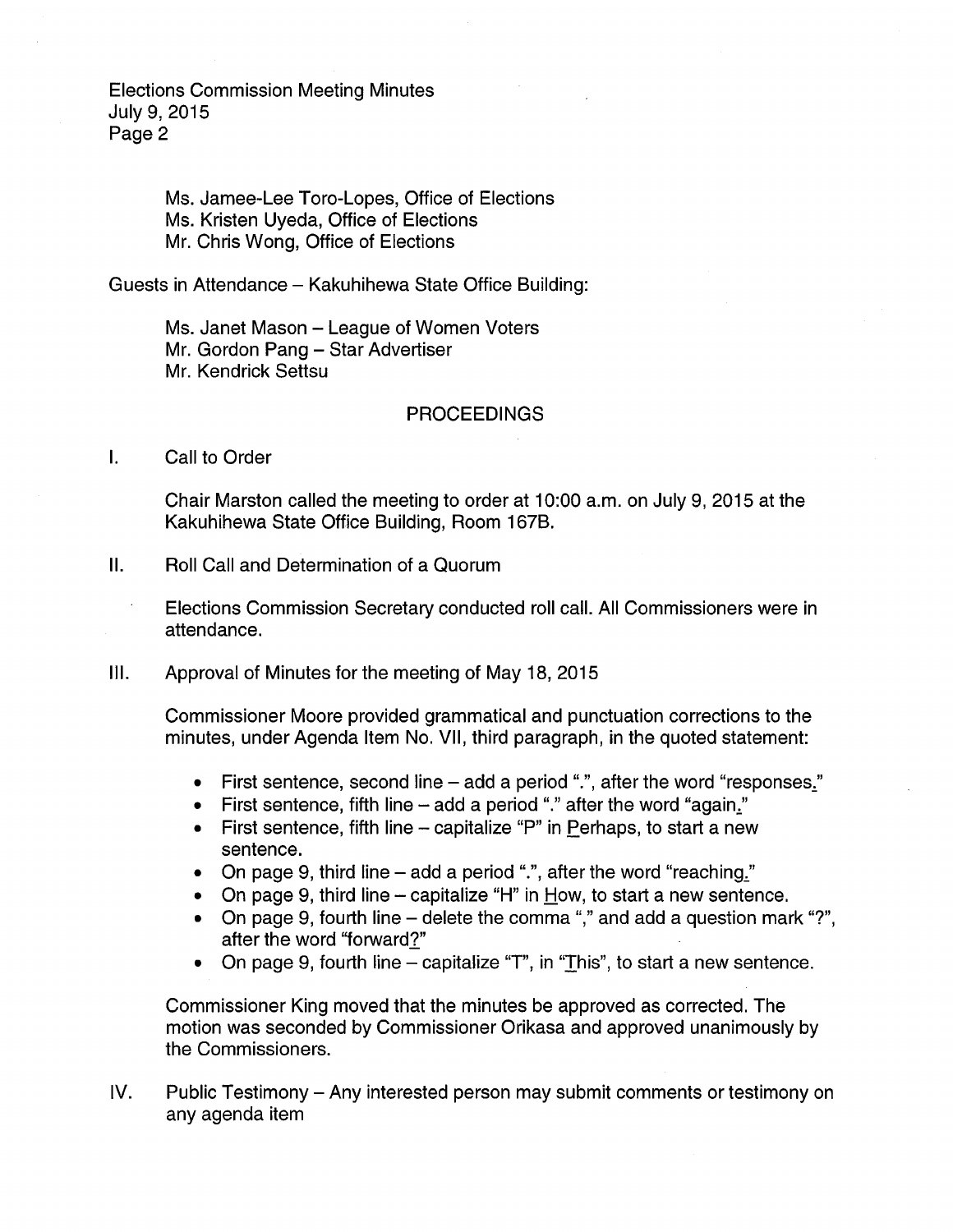Ms. Jamee-Lee Toro-Lopes, Office of Elections
Ms. Kristen Uyeda, Office of Elections
Mr. Chris Wong, Office of Elections

Guests in Attendance – Kakuhihewa State Office Building:

Ms. Janet Mason – League of Women Voters
Mr. Gordon Pang – Star Advertiser
Mr. Kendrick Settsu

## PROCEEDINGS

I. Call to Order

Chair Marston called the meeting to order at 10:00 a.m. on July 9, 2015 at the Kakuhihewa State Office Building, Room 167B.

II. Roll Call and Determination of a Quorum

Elections Commission Secretary conducted roll call. All Commissioners were in attendance.

III. Approval of Minutes for the meeting of May 18, 2015

Commissioner Moore provided grammatical and punctuation corrections to the minutes, under Agenda Item No. VII, third paragraph, in the quoted statement:

- First sentence, second line – add a period ".", after the word "responses."
- First sentence, fifth line – add a period "." after the word "again."
- First sentence, fifth line – capitalize "P" in Perhaps, to start a new sentence.
- On page 9, third line – add a period ".", after the word "reaching."
- On page 9, third line – capitalize "H" in How, to start a new sentence.
- On page 9, fourth line – delete the comma "," and add a question mark "?", after the word "forward?"
- On page 9, fourth line – capitalize "T", in "This", to start a new sentence.

Commissioner King moved that the minutes be approved as corrected. The motion was seconded by Commissioner Orikasa and approved unanimously by the Commissioners.

IV. Public Testimony – Any interested person may submit comments or testimony on any agenda item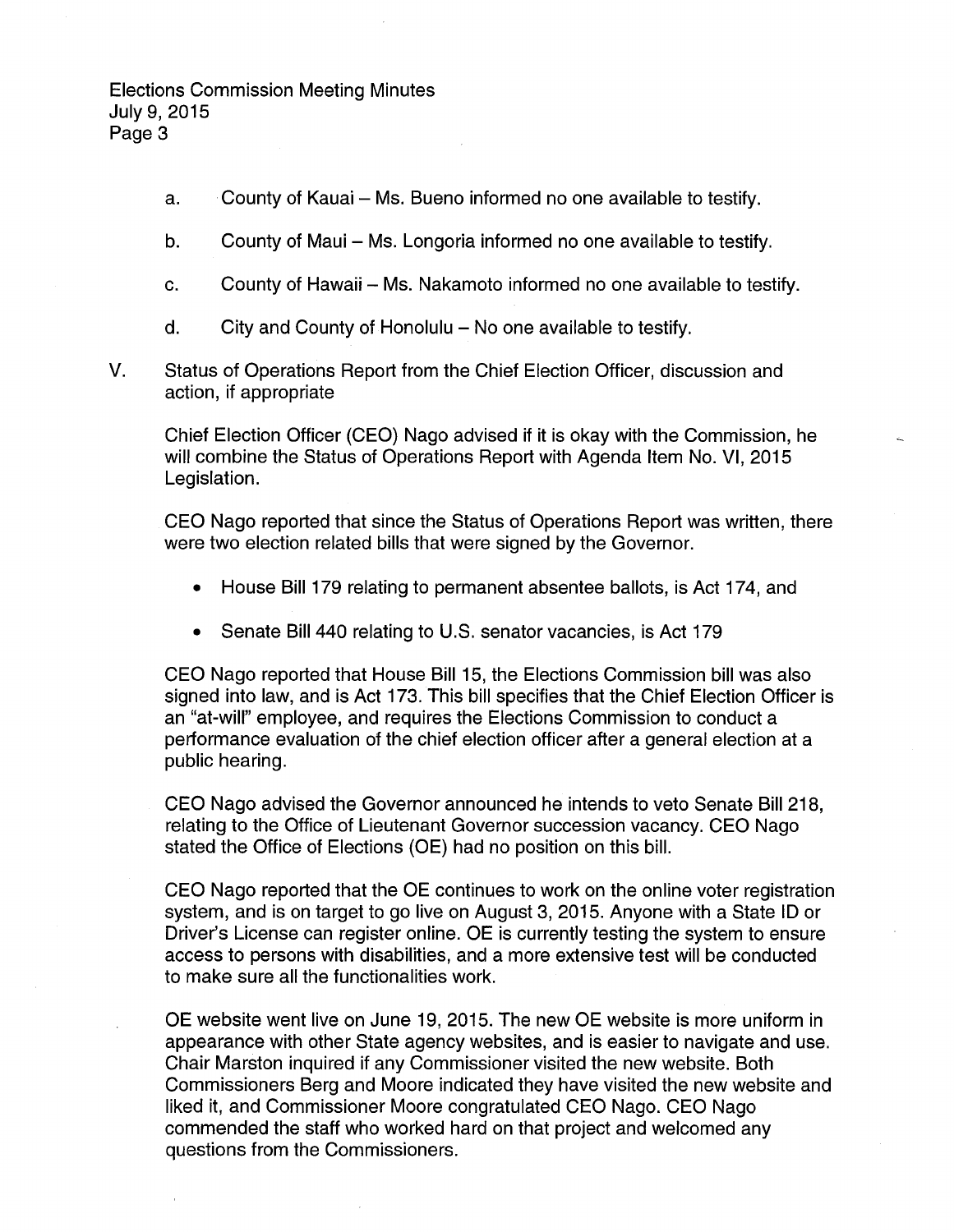a. County of Kauai – Ms. Bueno informed no one available to testify.

b. County of Maui – Ms. Longoria informed no one available to testify.

c. County of Hawaii – Ms. Nakamoto informed no one available to testify.

d. City and County of Honolulu – No one available to testify.

V. Status of Operations Report from the Chief Election Officer, discussion and action, if appropriate

Chief Election Officer (CEO) Nago advised if it is okay with the Commission, he will combine the Status of Operations Report with Agenda Item No. VI, 2015 Legislation.

CEO Nago reported that since the Status of Operations Report was written, there were two election related bills that were signed by the Governor.

- House Bill 179 relating to permanent absentee ballots, is Act 174, and
- Senate Bill 440 relating to U.S. senator vacancies, is Act 179

CEO Nago reported that House Bill 15, the Elections Commission bill was also signed into law, and is Act 173. This bill specifies that the Chief Election Officer is an "at-will" employee, and requires the Elections Commission to conduct a performance evaluation of the chief election officer after a general election at a public hearing.

CEO Nago advised the Governor announced he intends to veto Senate Bill 218, relating to the Office of Lieutenant Governor succession vacancy. CEO Nago stated the Office of Elections (OE) had no position on this bill.

CEO Nago reported that the OE continues to work on the online voter registration system, and is on target to go live on August 3, 2015. Anyone with a State ID or Driver's License can register online. OE is currently testing the system to ensure access to persons with disabilities, and a more extensive test will be conducted to make sure all the functionalities work.

OE website went live on June 19, 2015. The new OE website is more uniform in appearance with other State agency websites, and is easier to navigate and use. Chair Marston inquired if any Commissioner visited the new website. Both Commissioners Berg and Moore indicated they have visited the new website and liked it, and Commissioner Moore congratulated CEO Nago. CEO Nago commended the staff who worked hard on that project and welcomed any questions from the Commissioners.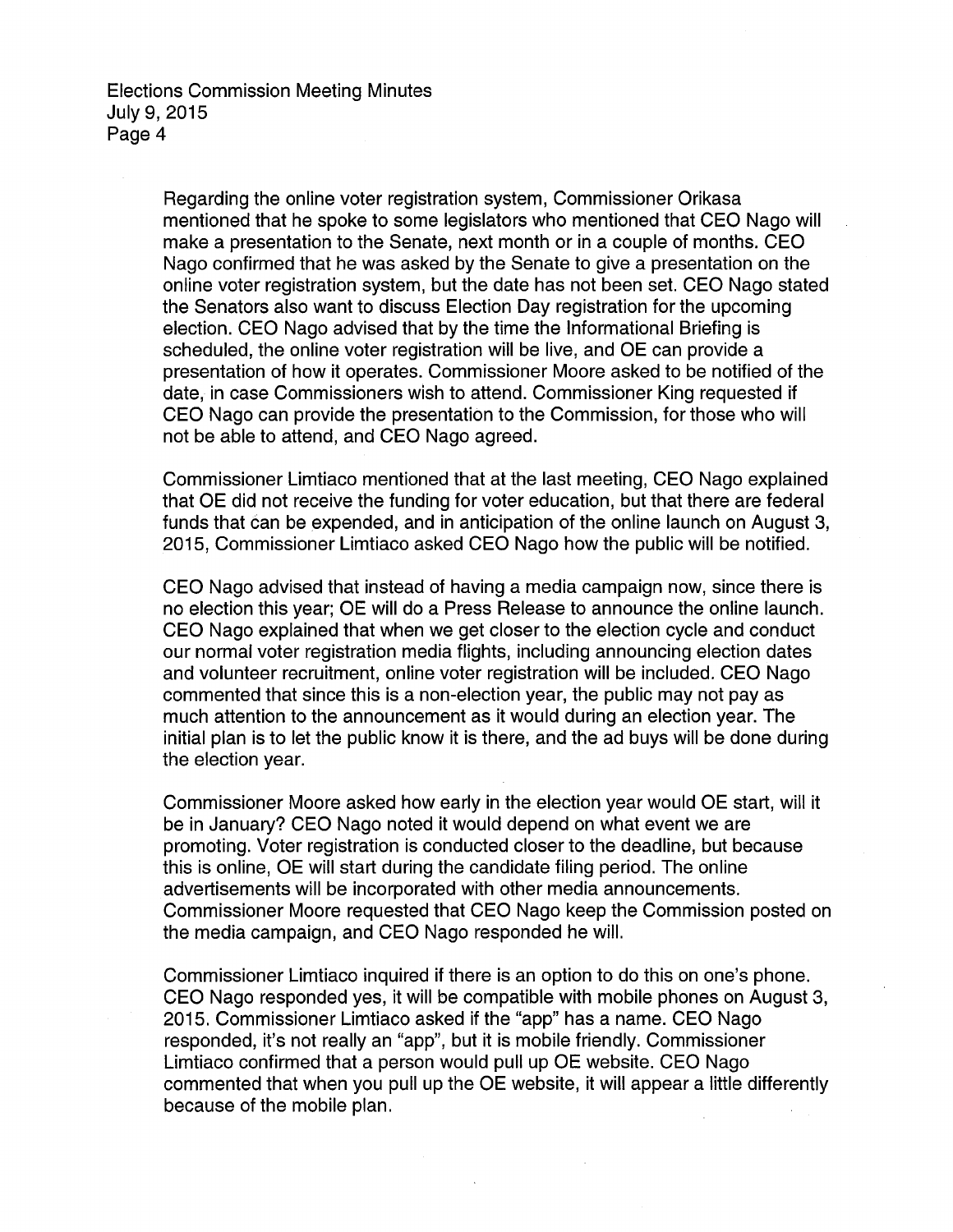Regarding the online voter registration system, Commissioner Orikasa mentioned that he spoke to some legislators who mentioned that CEO Nago will make a presentation to the Senate, next month or in a couple of months. CEO Nago confirmed that he was asked by the Senate to give a presentation on the online voter registration system, but the date has not been set. CEO Nago stated the Senators also want to discuss Election Day registration for the upcoming election. CEO Nago advised that by the time the Informational Briefing is scheduled, the online voter registration will be live, and OE can provide a presentation of how it operates. Commissioner Moore asked to be notified of the date, in case Commissioners wish to attend. Commissioner King requested if CEO Nago can provide the presentation to the Commission, for those who will not be able to attend, and CEO Nago agreed.

Commissioner Limtiaco mentioned that at the last meeting, CEO Nago explained that OE did not receive the funding for voter education, but that there are federal funds that can be expended, and in anticipation of the online launch on August 3, 2015, Commissioner Limtiaco asked CEO Nago how the public will be notified.

CEO Nago advised that instead of having a media campaign now, since there is no election this year; OE will do a Press Release to announce the online launch. CEO Nago explained that when we get closer to the election cycle and conduct our normal voter registration media flights, including announcing election dates and volunteer recruitment, online voter registration will be included. CEO Nago commented that since this is a non-election year, the public may not pay as much attention to the announcement as it would during an election year. The initial plan is to let the public know it is there, and the ad buys will be done during the election year.

Commissioner Moore asked how early in the election year would OE start, will it be in January? CEO Nago noted it would depend on what event we are promoting. Voter registration is conducted closer to the deadline, but because this is online, OE will start during the candidate filing period. The online advertisements will be incorporated with other media announcements. Commissioner Moore requested that CEO Nago keep the Commission posted on the media campaign, and CEO Nago responded he will.

Commissioner Limtiaco inquired if there is an option to do this on one's phone. CEO Nago responded yes, it will be compatible with mobile phones on August 3, 2015. Commissioner Limtiaco asked if the "app" has a name. CEO Nago responded, it's not really an "app", but it is mobile friendly. Commissioner Limtiaco confirmed that a person would pull up OE website. CEO Nago commented that when you pull up the OE website, it will appear a little differently because of the mobile plan.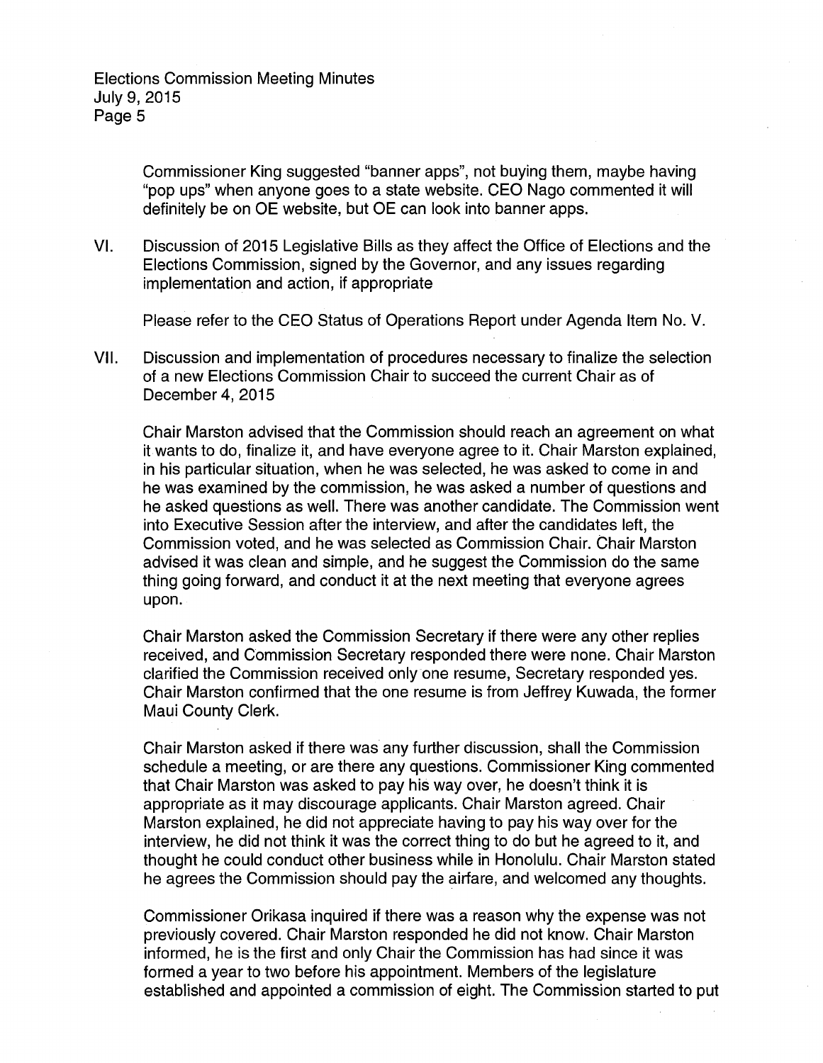Commissioner King suggested "banner apps", not buying them, maybe having "pop ups" when anyone goes to a state website. CEO Nago commented it will definitely be on OE website, but OE can look into banner apps.

VI. Discussion of 2015 Legislative Bills as they affect the Office of Elections and the Elections Commission, signed by the Governor, and any issues regarding implementation and action, if appropriate

Please refer to the CEO Status of Operations Report under Agenda Item No. V.

VII. Discussion and implementation of procedures necessary to finalize the selection of a new Elections Commission Chair to succeed the current Chair as of December 4, 2015

Chair Marston advised that the Commission should reach an agreement on what it wants to do, finalize it, and have everyone agree to it. Chair Marston explained, in his particular situation, when he was selected, he was asked to come in and he was examined by the commission, he was asked a number of questions and he asked questions as well. There was another candidate. The Commission went into Executive Session after the interview, and after the candidates left, the Commission voted, and he was selected as Commission Chair. Chair Marston advised it was clean and simple, and he suggest the Commission do the same thing going forward, and conduct it at the next meeting that everyone agrees upon.

Chair Marston asked the Commission Secretary if there were any other replies received, and Commission Secretary responded there were none. Chair Marston clarified the Commission received only one resume, Secretary responded yes. Chair Marston confirmed that the one resume is from Jeffrey Kuwada, the former Maui County Clerk.

Chair Marston asked if there was any further discussion, shall the Commission schedule a meeting, or are there any questions. Commissioner King commented that Chair Marston was asked to pay his way over, he doesn't think it is appropriate as it may discourage applicants. Chair Marston agreed. Chair Marston explained, he did not appreciate having to pay his way over for the interview, he did not think it was the correct thing to do but he agreed to it, and thought he could conduct other business while in Honolulu. Chair Marston stated he agrees the Commission should pay the airfare, and welcomed any thoughts.

Commissioner Orikasa inquired if there was a reason why the expense was not previously covered. Chair Marston responded he did not know. Chair Marston informed, he is the first and only Chair the Commission has had since it was formed a year to two before his appointment. Members of the legislature established and appointed a commission of eight. The Commission started to put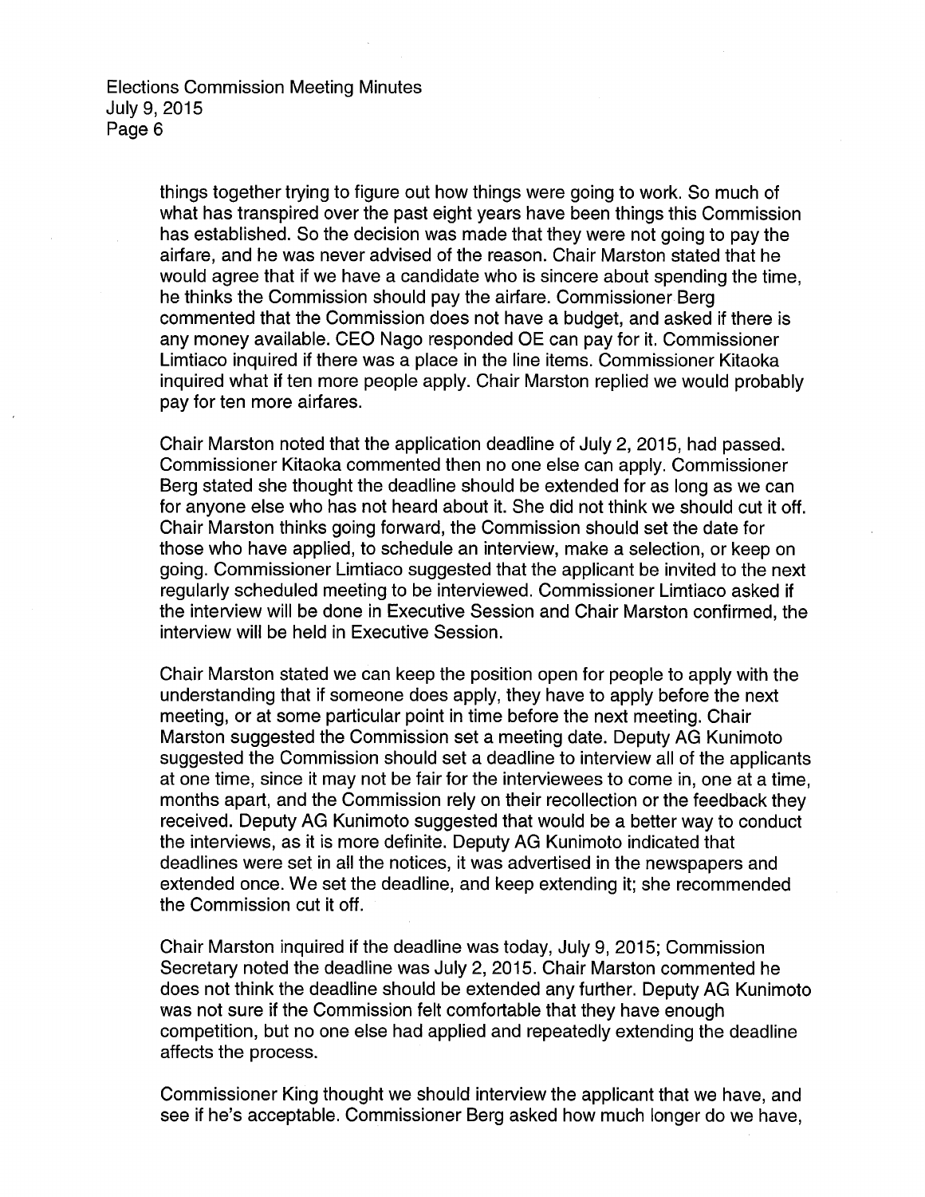things together trying to figure out how things were going to work. So much of what has transpired over the past eight years have been things this Commission has established. So the decision was made that they were not going to pay the airfare, and he was never advised of the reason. Chair Marston stated that he would agree that if we have a candidate who is sincere about spending the time, he thinks the Commission should pay the airfare. Commissioner Berg commented that the Commission does not have a budget, and asked if there is any money available. CEO Nago responded OE can pay for it. Commissioner Limtiaco inquired if there was a place in the line items. Commissioner Kitaoka inquired what if ten more people apply. Chair Marston replied we would probably pay for ten more airfares.

Chair Marston noted that the application deadline of July 2, 2015, had passed. Commissioner Kitaoka commented then no one else can apply. Commissioner Berg stated she thought the deadline should be extended for as long as we can for anyone else who has not heard about it. She did not think we should cut it off. Chair Marston thinks going forward, the Commission should set the date for those who have applied, to schedule an interview, make a selection, or keep on going. Commissioner Limtiaco suggested that the applicant be invited to the next regularly scheduled meeting to be interviewed. Commissioner Limtiaco asked if the interview will be done in Executive Session and Chair Marston confirmed, the interview will be held in Executive Session.

Chair Marston stated we can keep the position open for people to apply with the understanding that if someone does apply, they have to apply before the next meeting, or at some particular point in time before the next meeting. Chair Marston suggested the Commission set a meeting date. Deputy AG Kunimoto suggested the Commission should set a deadline to interview all of the applicants at one time, since it may not be fair for the interviewees to come in, one at a time, months apart, and the Commission rely on their recollection or the feedback they received. Deputy AG Kunimoto suggested that would be a better way to conduct the interviews, as it is more definite. Deputy AG Kunimoto indicated that deadlines were set in all the notices, it was advertised in the newspapers and extended once. We set the deadline, and keep extending it; she recommended the Commission cut it off.

Chair Marston inquired if the deadline was today, July 9, 2015; Commission Secretary noted the deadline was July 2, 2015. Chair Marston commented he does not think the deadline should be extended any further. Deputy AG Kunimoto was not sure if the Commission felt comfortable that they have enough competition, but no one else had applied and repeatedly extending the deadline affects the process.

Commissioner King thought we should interview the applicant that we have, and see if he's acceptable. Commissioner Berg asked how much longer do we have,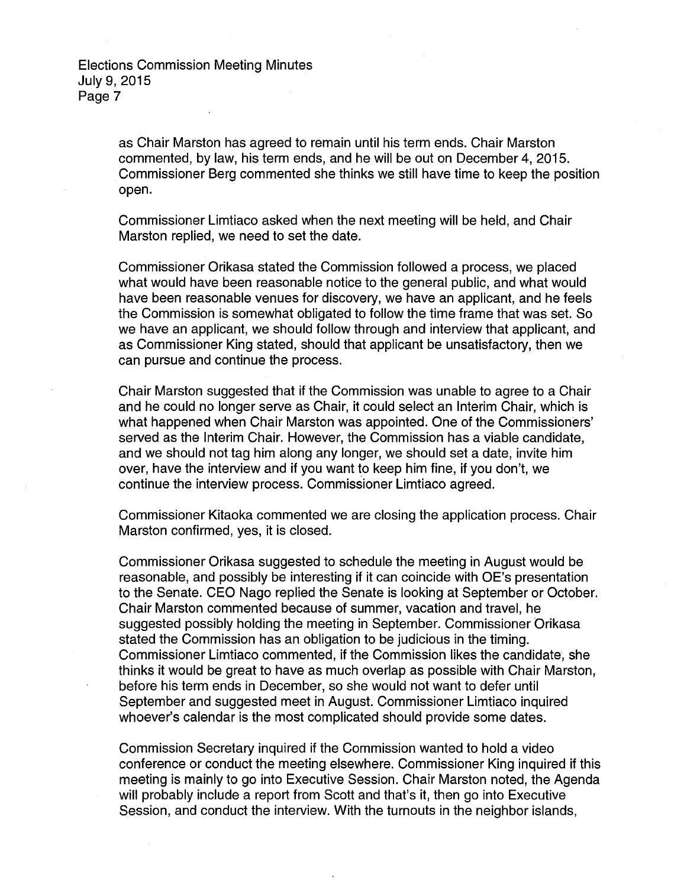as Chair Marston has agreed to remain until his term ends. Chair Marston commented, by law, his term ends, and he will be out on December 4, 2015. Commissioner Berg commented she thinks we still have time to keep the position open.

Commissioner Limtiaco asked when the next meeting will be held, and Chair Marston replied, we need to set the date.

Commissioner Orikasa stated the Commission followed a process, we placed what would have been reasonable notice to the general public, and what would have been reasonable venues for discovery, we have an applicant, and he feels the Commission is somewhat obligated to follow the time frame that was set. So we have an applicant, we should follow through and interview that applicant, and as Commissioner King stated, should that applicant be unsatisfactory, then we can pursue and continue the process.

Chair Marston suggested that if the Commission was unable to agree to a Chair and he could no longer serve as Chair, it could select an Interim Chair, which is what happened when Chair Marston was appointed. One of the Commissioners' served as the Interim Chair. However, the Commission has a viable candidate, and we should not tag him along any longer, we should set a date, invite him over, have the interview and if you want to keep him fine, if you don't, we continue the interview process. Commissioner Limtiaco agreed.

Commissioner Kitaoka commented we are closing the application process. Chair Marston confirmed, yes, it is closed.

Commissioner Orikasa suggested to schedule the meeting in August would be reasonable, and possibly be interesting if it can coincide with OE's presentation to the Senate. CEO Nago replied the Senate is looking at September or October. Chair Marston commented because of summer, vacation and travel, he suggested possibly holding the meeting in September. Commissioner Orikasa stated the Commission has an obligation to be judicious in the timing. Commissioner Limtiaco commented, if the Commission likes the candidate, she thinks it would be great to have as much overlap as possible with Chair Marston, before his term ends in December, so she would not want to defer until September and suggested meet in August. Commissioner Limtiaco inquired whoever's calendar is the most complicated should provide some dates.

Commission Secretary inquired if the Commission wanted to hold a video conference or conduct the meeting elsewhere. Commissioner King inquired if this meeting is mainly to go into Executive Session. Chair Marston noted, the Agenda will probably include a report from Scott and that's it, then go into Executive Session, and conduct the interview. With the turnouts in the neighbor islands,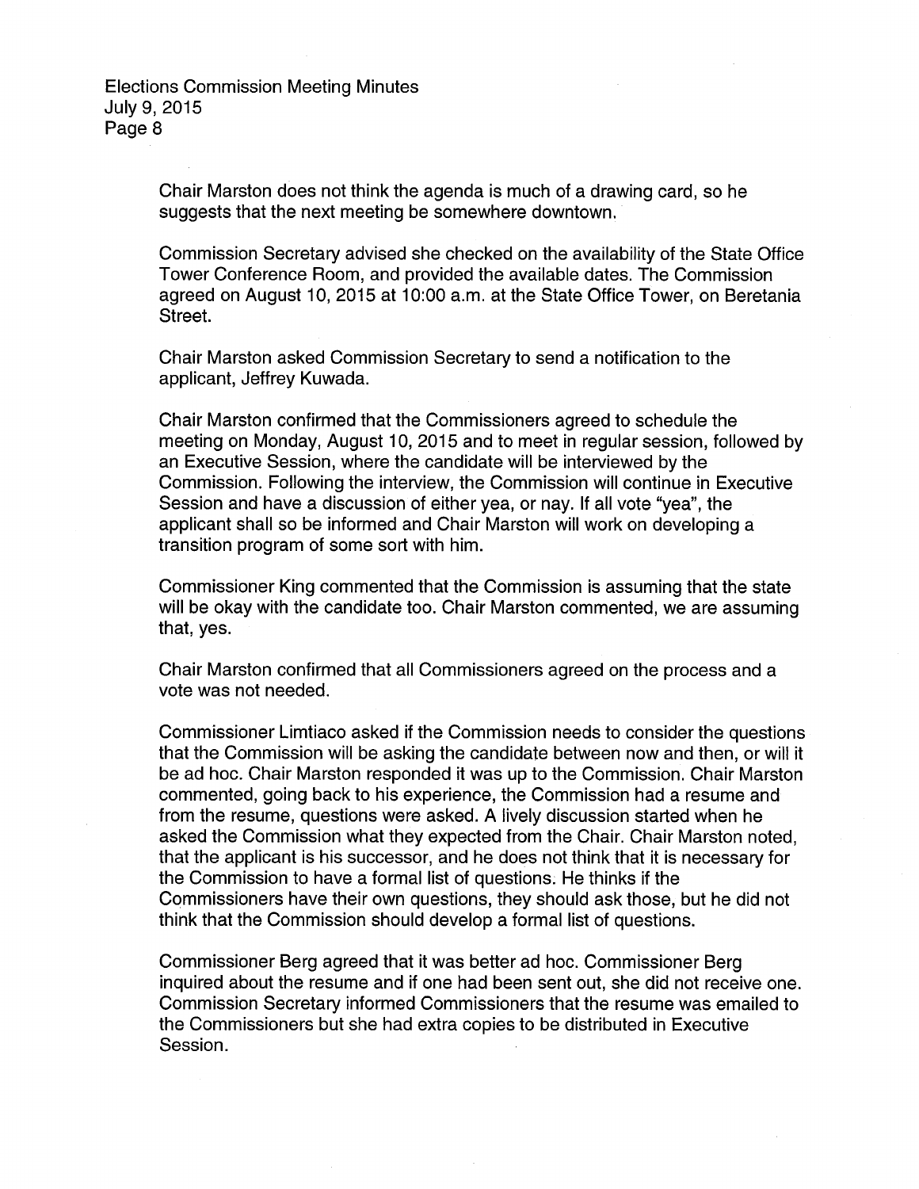Chair Marston does not think the agenda is much of a drawing card, so he suggests that the next meeting be somewhere downtown.

Commission Secretary advised she checked on the availability of the State Office Tower Conference Room, and provided the available dates. The Commission agreed on August 10, 2015 at 10:00 a.m. at the State Office Tower, on Beretania Street.

Chair Marston asked Commission Secretary to send a notification to the applicant, Jeffrey Kuwada.

Chair Marston confirmed that the Commissioners agreed to schedule the meeting on Monday, August 10, 2015 and to meet in regular session, followed by an Executive Session, where the candidate will be interviewed by the Commission. Following the interview, the Commission will continue in Executive Session and have a discussion of either yea, or nay. If all vote "yea", the applicant shall so be informed and Chair Marston will work on developing a transition program of some sort with him.

Commissioner King commented that the Commission is assuming that the state will be okay with the candidate too. Chair Marston commented, we are assuming that, yes.

Chair Marston confirmed that all Commissioners agreed on the process and a vote was not needed.

Commissioner Limtiaco asked if the Commission needs to consider the questions that the Commission will be asking the candidate between now and then, or will it be ad hoc. Chair Marston responded it was up to the Commission. Chair Marston commented, going back to his experience, the Commission had a resume and from the resume, questions were asked. A lively discussion started when he asked the Commission what they expected from the Chair. Chair Marston noted, that the applicant is his successor, and he does not think that it is necessary for the Commission to have a formal list of questions. He thinks if the Commissioners have their own questions, they should ask those, but he did not think that the Commission should develop a formal list of questions.

Commissioner Berg agreed that it was better ad hoc. Commissioner Berg inquired about the resume and if one had been sent out, she did not receive one. Commission Secretary informed Commissioners that the resume was emailed to the Commissioners but she had extra copies to be distributed in Executive Session.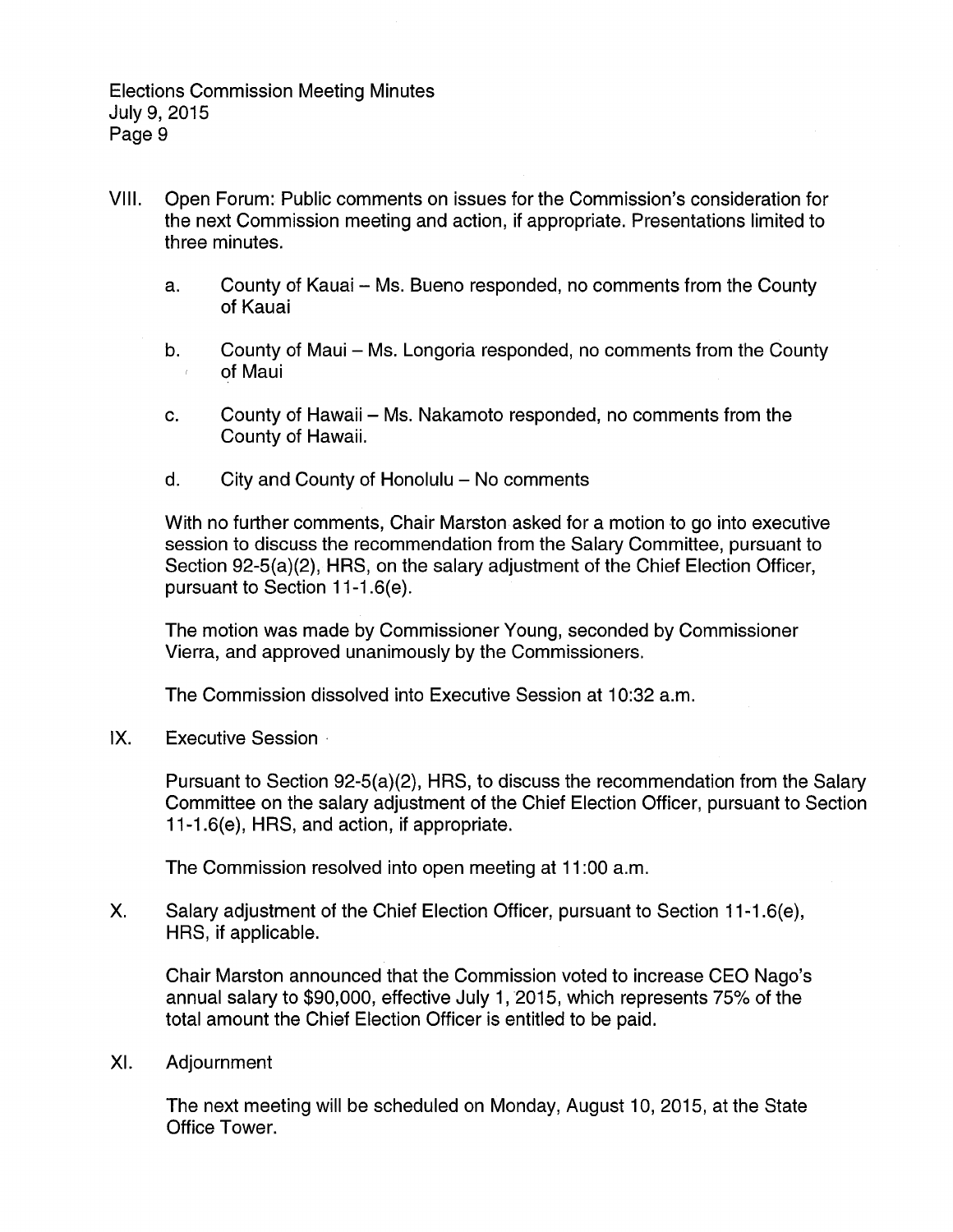VIII. Open Forum: Public comments on issues for the Commission's consideration for the next Commission meeting and action, if appropriate. Presentations limited to three minutes.

   a. County of Kauai – Ms. Bueno responded, no comments from the County of Kauai

   b. County of Maui – Ms. Longoria responded, no comments from the County of Maui

   c. County of Hawaii – Ms. Nakamoto responded, no comments from the County of Hawaii.

   d. City and County of Honolulu – No comments

   With no further comments, Chair Marston asked for a motion to go into executive session to discuss the recommendation from the Salary Committee, pursuant to Section 92-5(a)(2), HRS, on the salary adjustment of the Chief Election Officer, pursuant to Section 11-1.6(e).

   The motion was made by Commissioner Young, seconded by Commissioner Vierra, and approved unanimously by the Commissioners.

   The Commission dissolved into Executive Session at 10:32 a.m.

IX. Executive Session

   Pursuant to Section 92-5(a)(2), HRS, to discuss the recommendation from the Salary Committee on the salary adjustment of the Chief Election Officer, pursuant to Section 11-1.6(e), HRS, and action, if appropriate.

   The Commission resolved into open meeting at 11:00 a.m.

X. Salary adjustment of the Chief Election Officer, pursuant to Section 11-1.6(e), HRS, if applicable.

   Chair Marston announced that the Commission voted to increase CEO Nago's annual salary to $90,000, effective July 1, 2015, which represents 75% of the total amount the Chief Election Officer is entitled to be paid.

XI. Adjournment

   The next meeting will be scheduled on Monday, August 10, 2015, at the State Office Tower.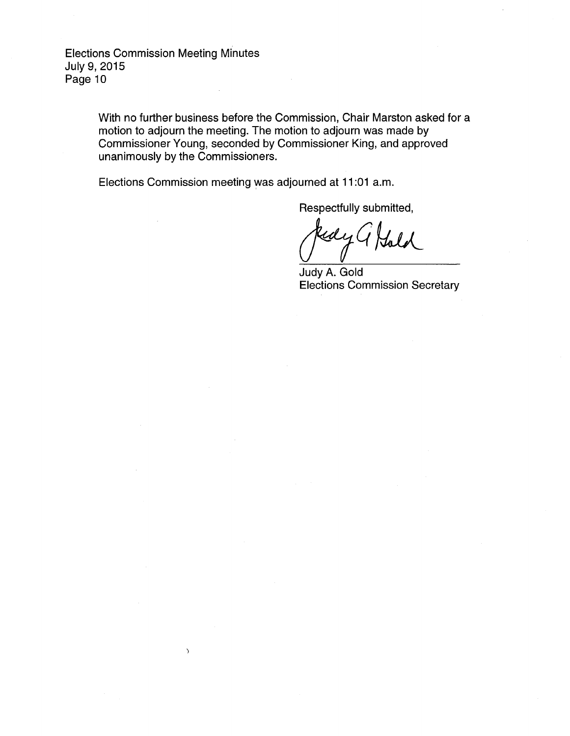With no further business before the Commission, Chair Marston asked for a motion to adjourn the meeting. The motion to adjourn was made by Commissioner Young, seconded by Commissioner King, and approved unanimously by the Commissioners.

Elections Commission meeting was adjourned at 11:01 a.m.

Respectfully submitted,

Judy A. Gold
Elections Commission Secretary